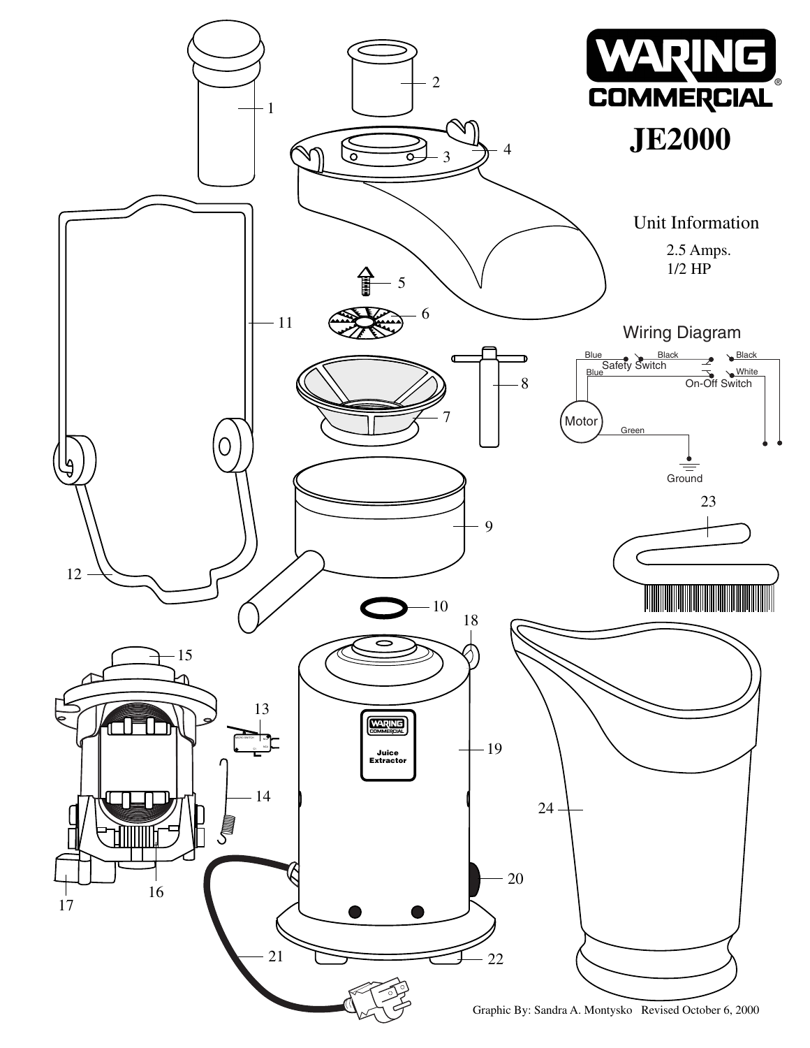# WARING COMMERCIAL®

# JE2000

## Unit Information

2.5 Amps.
1/2 HP

## Wiring Diagram

Blue — Safety Switch — Black — On-Off Switch — Black

Blue — White

Motor

Green — Ground

1
2
3
4
5
6
7
8
9
10
11
12
13
14
15
16
17
18
19
20
21
22
23
24

Juice Extractor

Graphic By: Sandra A. Montysko Revised October 6, 2000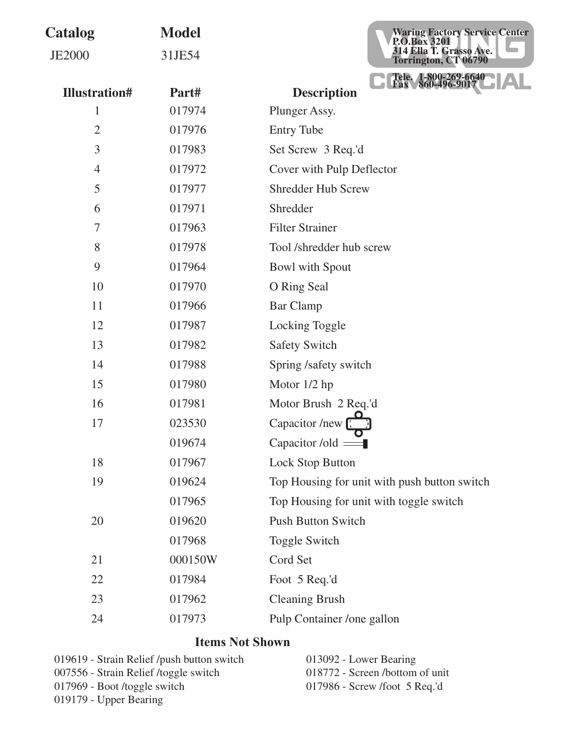| Catalog | Model |
|---|---|
| JE2000 | 31JE54 |

**Waring Factory Service Center**
**P.O.Box 3201**
**314 Ella T. Grasso Ave.**
**Torrington, CT 06790**

**Tele. 1-800-269-6640**
**Fax 860-496-9017**

| Illustration# | Part# | Description |
|---|---|---|
| 1 | 017974 | Plunger Assy. |
| 2 | 017976 | Entry Tube |
| 3 | 017983 | Set Screw 3 Req.'d |
| 4 | 017972 | Cover with Pulp Deflector |
| 5 | 017977 | Shredder Hub Screw |
| 6 | 017971 | Shredder |
| 7 | 017963 | Filter Strainer |
| 8 | 017978 | Tool /shredder hub screw |
| 9 | 017964 | Bowl with Spout |
| 10 | 017970 | O Ring Seal |
| 11 | 017966 | Bar Clamp |
| 12 | 017987 | Locking Toggle |
| 13 | 017982 | Safety Switch |
| 14 | 017988 | Spring /safety switch |
| 15 | 017980 | Motor 1/2 hp |
| 16 | 017981 | Motor Brush 2 Req.'d |
| 17 | 023530 | Capacitor /new |
| | 019674 | Capacitor /old |
| 18 | 017967 | Lock Stop Button |
| 19 | 019624 | Top Housing for unit with push button switch |
| | 017965 | Top Housing for unit with toggle switch |
| 20 | 019620 | Push Button Switch |
| | 017968 | Toggle Switch |
| 21 | 000150W | Cord Set |
| 22 | 017984 | Foot 5 Req.'d |
| 23 | 017962 | Cleaning Brush |
| 24 | 017973 | Pulp Container /one gallon |

## Items Not Shown

019619 - Strain Relief /push button switch
007556 - Strain Relief /toggle switch
017969 - Boot /toggle switch
019179 - Upper Bearing
013092 - Lower Bearing
018772 - Screen /bottom of unit
017986 - Screw /foot 5 Req.'d